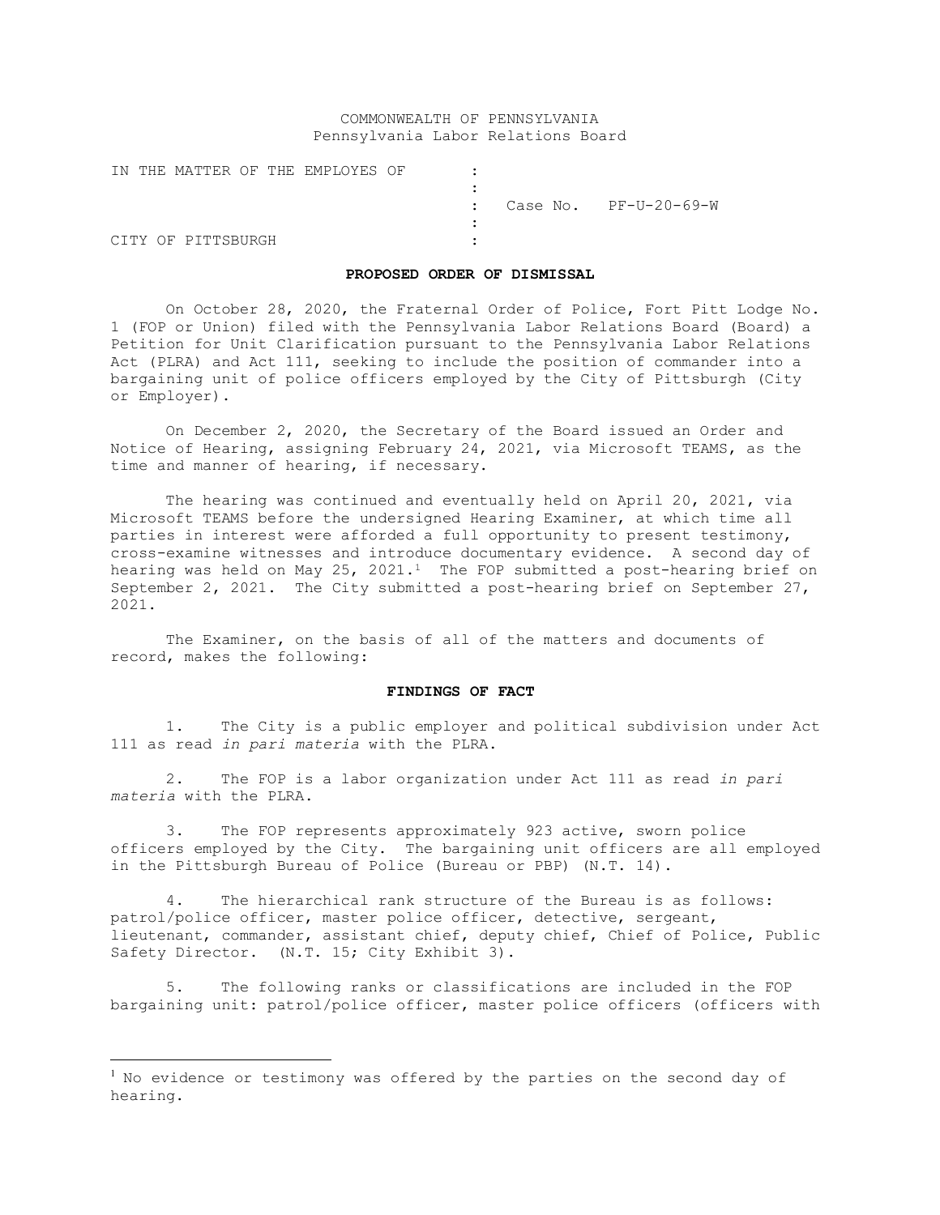COMMONWEALTH OF PENNSYLVANIA
Pennsylvania Labor Relations Board

| | | |
|---|---|---|
| IN THE MATTER OF THE EMPLOYES OF | : | |
| | : | |
| | : | Case No. PF-U-20-69-W |
| | : | |
| CITY OF PITTSBURGH | : | |

**PROPOSED ORDER OF DISMISSAL**

On October 28, 2020, the Fraternal Order of Police, Fort Pitt Lodge No. 1 (FOP or Union) filed with the Pennsylvania Labor Relations Board (Board) a Petition for Unit Clarification pursuant to the Pennsylvania Labor Relations Act (PLRA) and Act 111, seeking to include the position of commander into a bargaining unit of police officers employed by the City of Pittsburgh (City or Employer).

On December 2, 2020, the Secretary of the Board issued an Order and Notice of Hearing, assigning February 24, 2021, via Microsoft TEAMS, as the time and manner of hearing, if necessary.

The hearing was continued and eventually held on April 20, 2021, via Microsoft TEAMS before the undersigned Hearing Examiner, at which time all parties in interest were afforded a full opportunity to present testimony, cross-examine witnesses and introduce documentary evidence. A second day of hearing was held on May 25, 2021.[1] The FOP submitted a post-hearing brief on September 2, 2021. The City submitted a post-hearing brief on September 27, 2021.

The Examiner, on the basis of all of the matters and documents of record, makes the following:

**FINDINGS OF FACT**

1. The City is a public employer and political subdivision under Act 111 as read *in pari materia* with the PLRA.

2. The FOP is a labor organization under Act 111 as read *in pari materia* with the PLRA.

3. The FOP represents approximately 923 active, sworn police officers employed by the City. The bargaining unit officers are all employed in the Pittsburgh Bureau of Police (Bureau or PBP) (N.T. 14).

4. The hierarchical rank structure of the Bureau is as follows: patrol/police officer, master police officer, detective, sergeant, lieutenant, commander, assistant chief, deputy chief, Chief of Police, Public Safety Director. (N.T. 15; City Exhibit 3).

5. The following ranks or classifications are included in the FOP bargaining unit: patrol/police officer, master police officers (officers with

[1] No evidence or testimony was offered by the parties on the second day of hearing.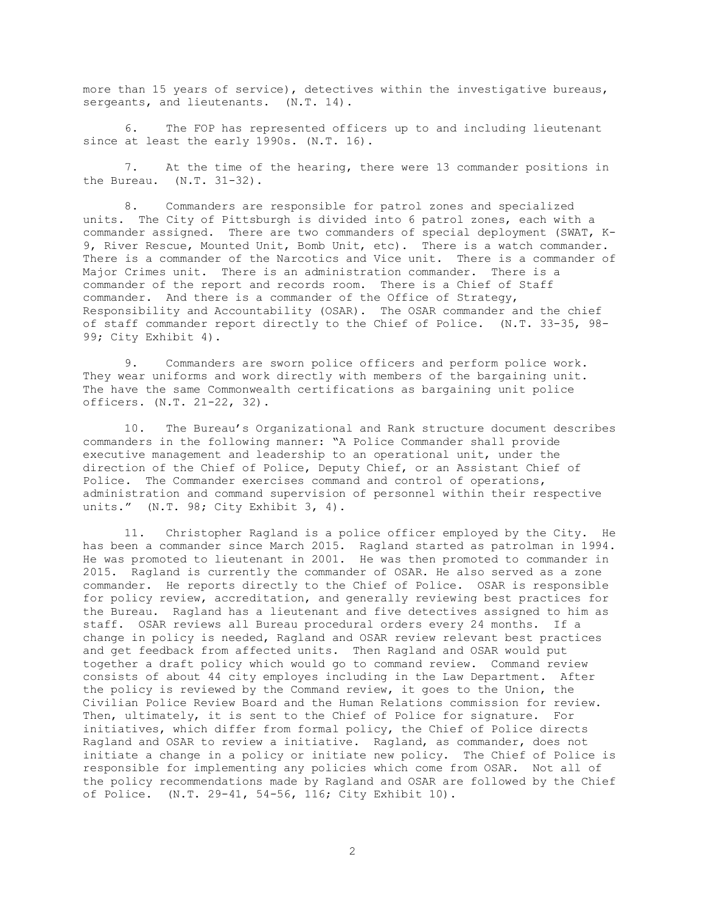more than 15 years of service), detectives within the investigative bureaus, sergeants, and lieutenants. (N.T. 14).

6. The FOP has represented officers up to and including lieutenant since at least the early 1990s. (N.T. 16).

7. At the time of the hearing, there were 13 commander positions in the Bureau. (N.T. 31-32).

8. Commanders are responsible for patrol zones and specialized units. The City of Pittsburgh is divided into 6 patrol zones, each with a commander assigned. There are two commanders of special deployment (SWAT, K-9, River Rescue, Mounted Unit, Bomb Unit, etc). There is a watch commander. There is a commander of the Narcotics and Vice unit. There is a commander of Major Crimes unit. There is an administration commander. There is a commander of the report and records room. There is a Chief of Staff commander. And there is a commander of the Office of Strategy, Responsibility and Accountability (OSAR). The OSAR commander and the chief of staff commander report directly to the Chief of Police. (N.T. 33-35, 98-99; City Exhibit 4).

9. Commanders are sworn police officers and perform police work. They wear uniforms and work directly with members of the bargaining unit. The have the same Commonwealth certifications as bargaining unit police officers. (N.T. 21-22, 32).

10. The Bureau's Organizational and Rank structure document describes commanders in the following manner: "A Police Commander shall provide executive management and leadership to an operational unit, under the direction of the Chief of Police, Deputy Chief, or an Assistant Chief of Police. The Commander exercises command and control of operations, administration and command supervision of personnel within their respective units." (N.T. 98; City Exhibit 3, 4).

11. Christopher Ragland is a police officer employed by the City. He has been a commander since March 2015. Ragland started as patrolman in 1994. He was promoted to lieutenant in 2001. He was then promoted to commander in 2015. Ragland is currently the commander of OSAR. He also served as a zone commander. He reports directly to the Chief of Police. OSAR is responsible for policy review, accreditation, and generally reviewing best practices for the Bureau. Ragland has a lieutenant and five detectives assigned to him as staff. OSAR reviews all Bureau procedural orders every 24 months. If a change in policy is needed, Ragland and OSAR review relevant best practices and get feedback from affected units. Then Ragland and OSAR would put together a draft policy which would go to command review. Command review consists of about 44 city employes including in the Law Department. After the policy is reviewed by the Command review, it goes to the Union, the Civilian Police Review Board and the Human Relations commission for review. Then, ultimately, it is sent to the Chief of Police for signature. For initiatives, which differ from formal policy, the Chief of Police directs Ragland and OSAR to review a initiative. Ragland, as commander, does not initiate a change in a policy or initiate new policy. The Chief of Police is responsible for implementing any policies which come from OSAR. Not all of the policy recommendations made by Ragland and OSAR are followed by the Chief of Police. (N.T. 29-41, 54-56, 116; City Exhibit 10).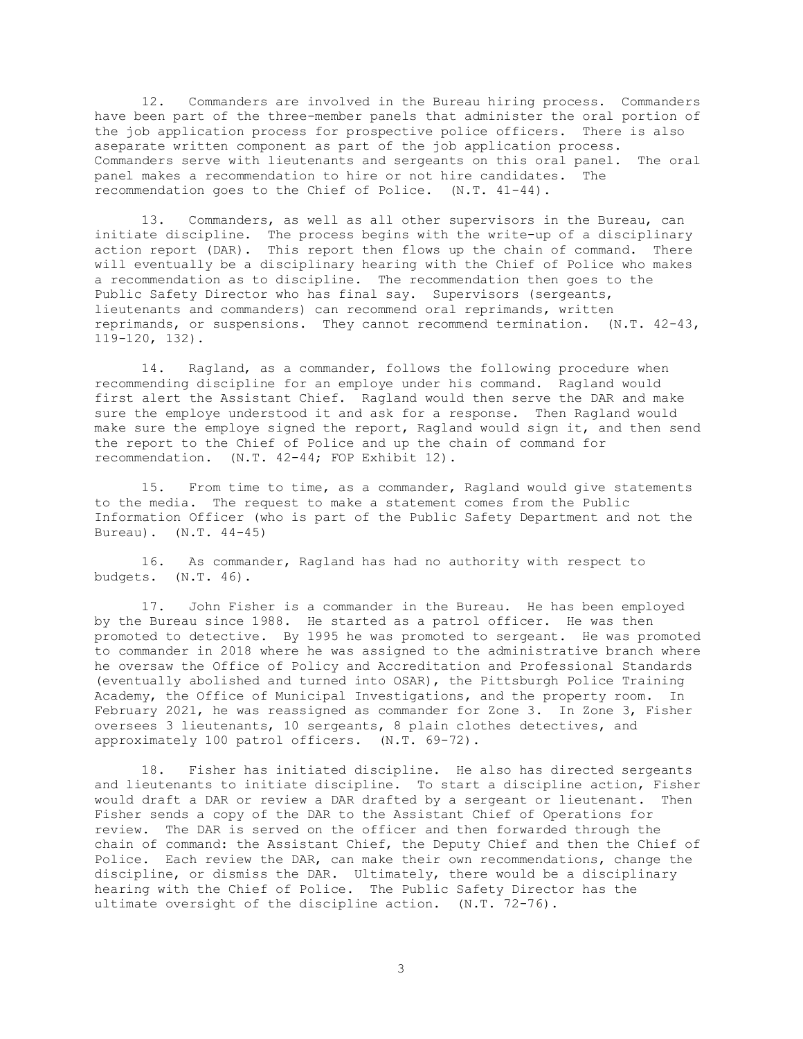12. Commanders are involved in the Bureau hiring process. Commanders have been part of the three-member panels that administer the oral portion of the job application process for prospective police officers. There is also aseparate written component as part of the job application process. Commanders serve with lieutenants and sergeants on this oral panel. The oral panel makes a recommendation to hire or not hire candidates. The recommendation goes to the Chief of Police. (N.T. 41-44).

13. Commanders, as well as all other supervisors in the Bureau, can initiate discipline. The process begins with the write-up of a disciplinary action report (DAR). This report then flows up the chain of command. There will eventually be a disciplinary hearing with the Chief of Police who makes a recommendation as to discipline. The recommendation then goes to the Public Safety Director who has final say. Supervisors (sergeants, lieutenants and commanders) can recommend oral reprimands, written reprimands, or suspensions. They cannot recommend termination. (N.T. 42-43, 119-120, 132).

14. Ragland, as a commander, follows the following procedure when recommending discipline for an employe under his command. Ragland would first alert the Assistant Chief. Ragland would then serve the DAR and make sure the employe understood it and ask for a response. Then Ragland would make sure the employe signed the report, Ragland would sign it, and then send the report to the Chief of Police and up the chain of command for recommendation. (N.T. 42-44; FOP Exhibit 12).

15. From time to time, as a commander, Ragland would give statements to the media. The request to make a statement comes from the Public Information Officer (who is part of the Public Safety Department and not the Bureau). (N.T. 44-45)

16. As commander, Ragland has had no authority with respect to budgets. (N.T. 46).

17. John Fisher is a commander in the Bureau. He has been employed by the Bureau since 1988. He started as a patrol officer. He was then promoted to detective. By 1995 he was promoted to sergeant. He was promoted to commander in 2018 where he was assigned to the administrative branch where he oversaw the Office of Policy and Accreditation and Professional Standards (eventually abolished and turned into OSAR), the Pittsburgh Police Training Academy, the Office of Municipal Investigations, and the property room. In February 2021, he was reassigned as commander for Zone 3. In Zone 3, Fisher oversees 3 lieutenants, 10 sergeants, 8 plain clothes detectives, and approximately 100 patrol officers. (N.T. 69-72).

18. Fisher has initiated discipline. He also has directed sergeants and lieutenants to initiate discipline. To start a discipline action, Fisher would draft a DAR or review a DAR drafted by a sergeant or lieutenant. Then Fisher sends a copy of the DAR to the Assistant Chief of Operations for review. The DAR is served on the officer and then forwarded through the chain of command: the Assistant Chief, the Deputy Chief and then the Chief of Police. Each review the DAR, can make their own recommendations, change the discipline, or dismiss the DAR. Ultimately, there would be a disciplinary hearing with the Chief of Police. The Public Safety Director has the ultimate oversight of the discipline action. (N.T. 72-76).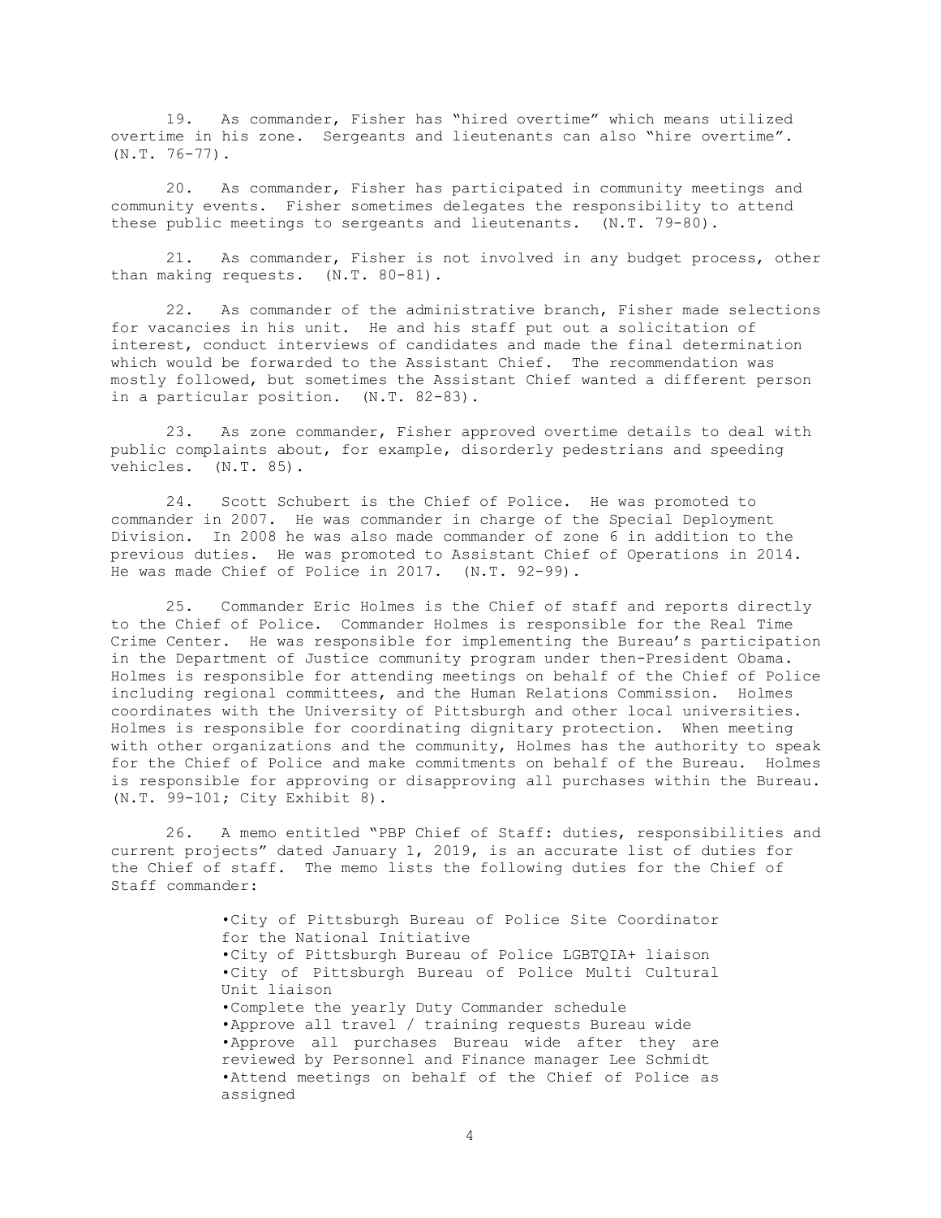19. As commander, Fisher has "hired overtime" which means utilized overtime in his zone. Sergeants and lieutenants can also "hire overtime". (N.T. 76-77).

20. As commander, Fisher has participated in community meetings and community events. Fisher sometimes delegates the responsibility to attend these public meetings to sergeants and lieutenants. (N.T. 79-80).

21. As commander, Fisher is not involved in any budget process, other than making requests. (N.T. 80-81).

22. As commander of the administrative branch, Fisher made selections for vacancies in his unit. He and his staff put out a solicitation of interest, conduct interviews of candidates and made the final determination which would be forwarded to the Assistant Chief. The recommendation was mostly followed, but sometimes the Assistant Chief wanted a different person in a particular position. (N.T. 82-83).

23. As zone commander, Fisher approved overtime details to deal with public complaints about, for example, disorderly pedestrians and speeding vehicles. (N.T. 85).

24. Scott Schubert is the Chief of Police. He was promoted to commander in 2007. He was commander in charge of the Special Deployment Division. In 2008 he was also made commander of zone 6 in addition to the previous duties. He was promoted to Assistant Chief of Operations in 2014. He was made Chief of Police in 2017. (N.T. 92-99).

25. Commander Eric Holmes is the Chief of staff and reports directly to the Chief of Police. Commander Holmes is responsible for the Real Time Crime Center. He was responsible for implementing the Bureau's participation in the Department of Justice community program under then-President Obama. Holmes is responsible for attending meetings on behalf of the Chief of Police including regional committees, and the Human Relations Commission. Holmes coordinates with the University of Pittsburgh and other local universities. Holmes is responsible for coordinating dignitary protection. When meeting with other organizations and the community, Holmes has the authority to speak for the Chief of Police and make commitments on behalf of the Bureau. Holmes is responsible for approving or disapproving all purchases within the Bureau. (N.T. 99-101; City Exhibit 8).

26. A memo entitled "PBP Chief of Staff: duties, responsibilities and current projects" dated January 1, 2019, is an accurate list of duties for the Chief of staff. The memo lists the following duties for the Chief of Staff commander:

- City of Pittsburgh Bureau of Police Site Coordinator for the National Initiative
- City of Pittsburgh Bureau of Police LGBTQIA+ liaison
- City of Pittsburgh Bureau of Police Multi Cultural Unit liaison
- Complete the yearly Duty Commander schedule
- Approve all travel / training requests Bureau wide
- Approve all purchases Bureau wide after they are reviewed by Personnel and Finance manager Lee Schmidt
- Attend meetings on behalf of the Chief of Police as assigned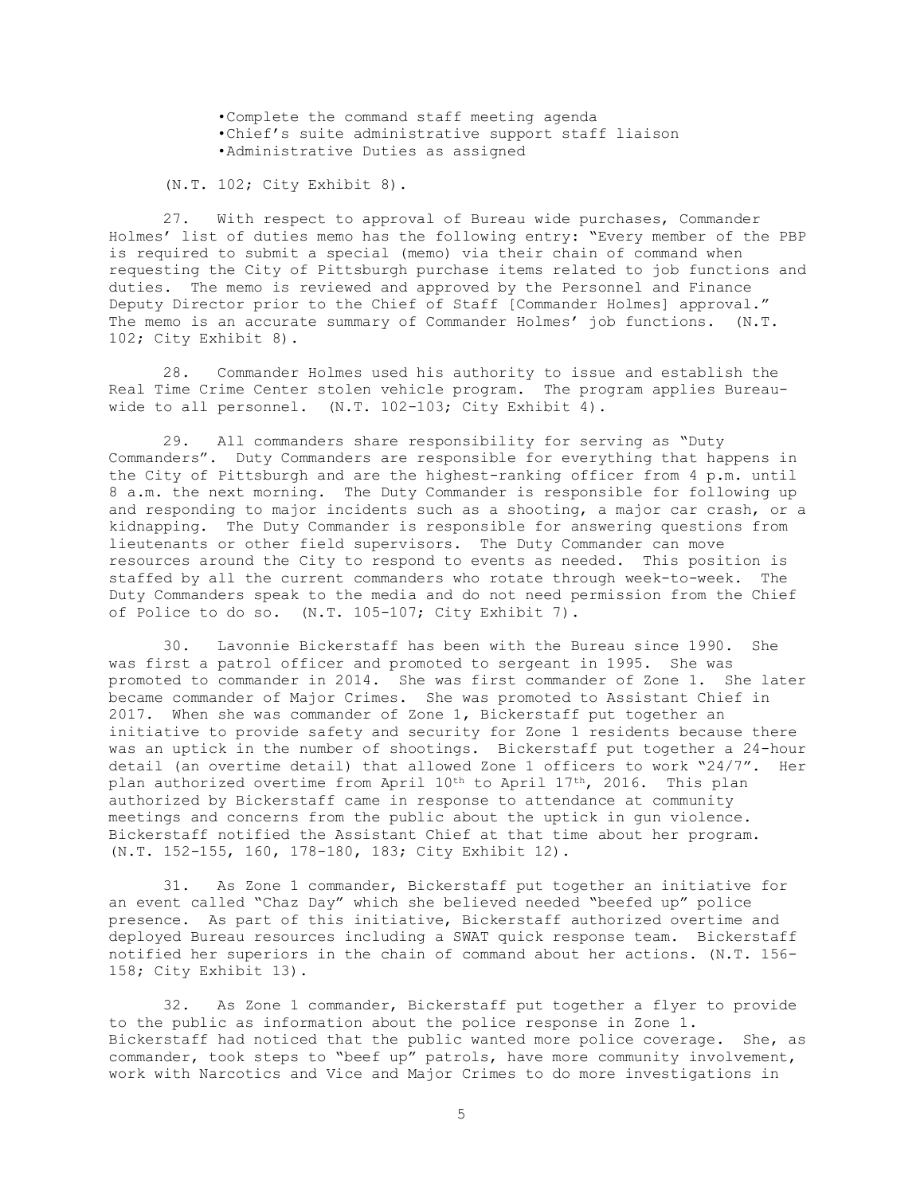- •Complete the command staff meeting agenda
- •Chief's suite administrative support staff liaison
- •Administrative Duties as assigned

(N.T. 102; City Exhibit 8).

27. With respect to approval of Bureau wide purchases, Commander Holmes' list of duties memo has the following entry: "Every member of the PBP is required to submit a special (memo) via their chain of command when requesting the City of Pittsburgh purchase items related to job functions and duties. The memo is reviewed and approved by the Personnel and Finance Deputy Director prior to the Chief of Staff [Commander Holmes] approval." The memo is an accurate summary of Commander Holmes' job functions. (N.T. 102; City Exhibit 8).

28. Commander Holmes used his authority to issue and establish the Real Time Crime Center stolen vehicle program. The program applies Bureau-wide to all personnel. (N.T. 102-103; City Exhibit 4).

29. All commanders share responsibility for serving as "Duty Commanders". Duty Commanders are responsible for everything that happens in the City of Pittsburgh and are the highest-ranking officer from 4 p.m. until 8 a.m. the next morning. The Duty Commander is responsible for following up and responding to major incidents such as a shooting, a major car crash, or a kidnapping. The Duty Commander is responsible for answering questions from lieutenants or other field supervisors. The Duty Commander can move resources around the City to respond to events as needed. This position is staffed by all the current commanders who rotate through week-to-week. The Duty Commanders speak to the media and do not need permission from the Chief of Police to do so. (N.T. 105-107; City Exhibit 7).

30. Lavonnie Bickerstaff has been with the Bureau since 1990. She was first a patrol officer and promoted to sergeant in 1995. She was promoted to commander in 2014. She was first commander of Zone 1. She later became commander of Major Crimes. She was promoted to Assistant Chief in 2017. When she was commander of Zone 1, Bickerstaff put together an initiative to provide safety and security for Zone 1 residents because there was an uptick in the number of shootings. Bickerstaff put together a 24-hour detail (an overtime detail) that allowed Zone 1 officers to work "24/7". Her plan authorized overtime from April 10th to April 17th, 2016. This plan authorized by Bickerstaff came in response to attendance at community meetings and concerns from the public about the uptick in gun violence. Bickerstaff notified the Assistant Chief at that time about her program. (N.T. 152-155, 160, 178-180, 183; City Exhibit 12).

31. As Zone 1 commander, Bickerstaff put together an initiative for an event called "Chaz Day" which she believed needed "beefed up" police presence. As part of this initiative, Bickerstaff authorized overtime and deployed Bureau resources including a SWAT quick response team. Bickerstaff notified her superiors in the chain of command about her actions. (N.T. 156-158; City Exhibit 13).

32. As Zone 1 commander, Bickerstaff put together a flyer to provide to the public as information about the police response in Zone 1. Bickerstaff had noticed that the public wanted more police coverage. She, as commander, took steps to "beef up" patrols, have more community involvement, work with Narcotics and Vice and Major Crimes to do more investigations in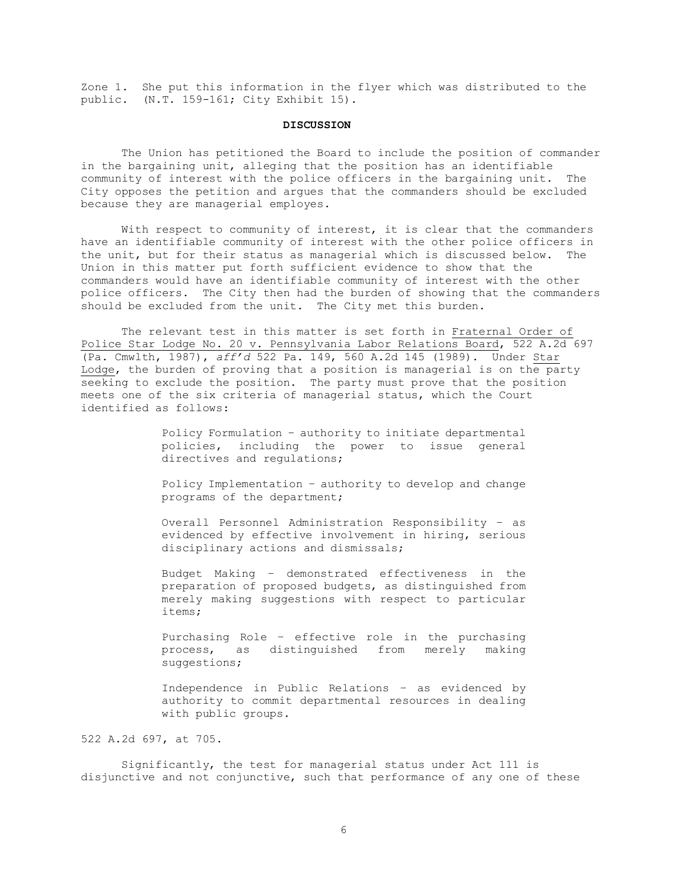Zone 1. She put this information in the flyer which was distributed to the public. (N.T. 159-161; City Exhibit 15).

## DISCUSSION

The Union has petitioned the Board to include the position of commander in the bargaining unit, alleging that the position has an identifiable community of interest with the police officers in the bargaining unit. The City opposes the petition and argues that the commanders should be excluded because they are managerial employes.

With respect to community of interest, it is clear that the commanders have an identifiable community of interest with the other police officers in the unit, but for their status as managerial which is discussed below. The Union in this matter put forth sufficient evidence to show that the commanders would have an identifiable community of interest with the other police officers. The City then had the burden of showing that the commanders should be excluded from the unit. The City met this burden.

The relevant test in this matter is set forth in Fraternal Order of Police Star Lodge No. 20 v. Pennsylvania Labor Relations Board, 522 A.2d 697 (Pa. Cmwlth, 1987), *aff'd* 522 Pa. 149, 560 A.2d 145 (1989). Under Star Lodge, the burden of proving that a position is managerial is on the party seeking to exclude the position. The party must prove that the position meets one of the six criteria of managerial status, which the Court identified as follows:

> Policy Formulation – authority to initiate departmental policies, including the power to issue general directives and regulations;
>
> Policy Implementation – authority to develop and change programs of the department;
>
> Overall Personnel Administration Responsibility – as evidenced by effective involvement in hiring, serious disciplinary actions and dismissals;
>
> Budget Making – demonstrated effectiveness in the preparation of proposed budgets, as distinguished from merely making suggestions with respect to particular items;
>
> Purchasing Role – effective role in the purchasing process, as distinguished from merely making suggestions;
>
> Independence in Public Relations – as evidenced by authority to commit departmental resources in dealing with public groups.

522 A.2d 697, at 705.

Significantly, the test for managerial status under Act 111 is disjunctive and not conjunctive, such that performance of any one of these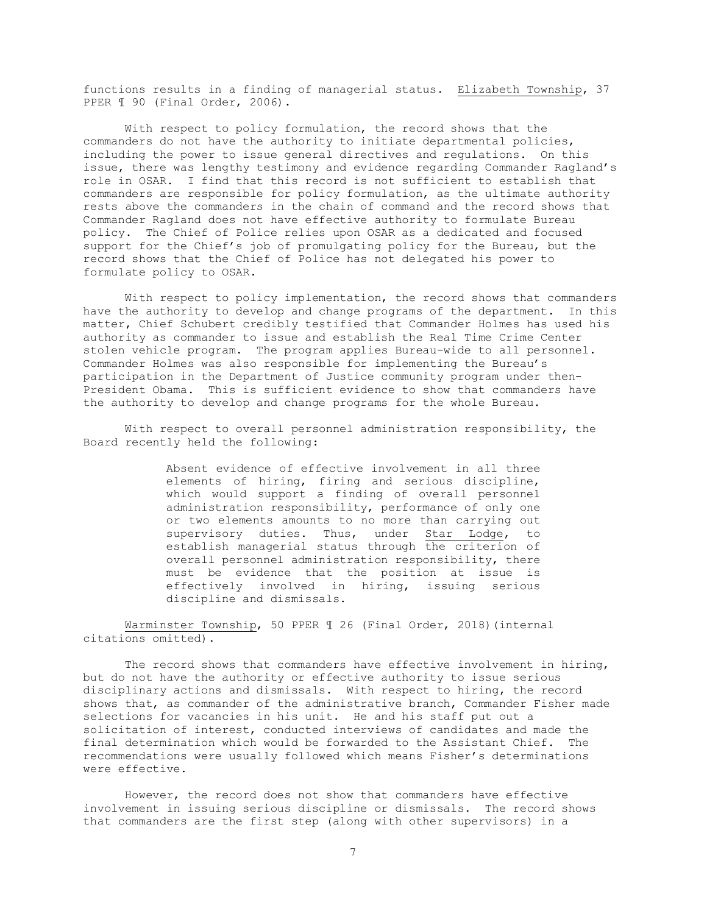functions results in a finding of managerial status. Elizabeth Township, 37 PPER ¶ 90 (Final Order, 2006).

With respect to policy formulation, the record shows that the commanders do not have the authority to initiate departmental policies, including the power to issue general directives and regulations. On this issue, there was lengthy testimony and evidence regarding Commander Ragland's role in OSAR. I find that this record is not sufficient to establish that commanders are responsible for policy formulation, as the ultimate authority rests above the commanders in the chain of command and the record shows that Commander Ragland does not have effective authority to formulate Bureau policy. The Chief of Police relies upon OSAR as a dedicated and focused support for the Chief's job of promulgating policy for the Bureau, but the record shows that the Chief of Police has not delegated his power to formulate policy to OSAR.

With respect to policy implementation, the record shows that commanders have the authority to develop and change programs of the department. In this matter, Chief Schubert credibly testified that Commander Holmes has used his authority as commander to issue and establish the Real Time Crime Center stolen vehicle program. The program applies Bureau-wide to all personnel. Commander Holmes was also responsible for implementing the Bureau's participation in the Department of Justice community program under then-President Obama. This is sufficient evidence to show that commanders have the authority to develop and change programs for the whole Bureau.

With respect to overall personnel administration responsibility, the Board recently held the following:

> Absent evidence of effective involvement in all three elements of hiring, firing and serious discipline, which would support a finding of overall personnel administration responsibility, performance of only one or two elements amounts to no more than carrying out supervisory duties. Thus, under Star Lodge, to establish managerial status through the criterion of overall personnel administration responsibility, there must be evidence that the position at issue is effectively involved in hiring, issuing serious discipline and dismissals.

Warminster Township, 50 PPER ¶ 26 (Final Order, 2018)(internal citations omitted).

The record shows that commanders have effective involvement in hiring, but do not have the authority or effective authority to issue serious disciplinary actions and dismissals. With respect to hiring, the record shows that, as commander of the administrative branch, Commander Fisher made selections for vacancies in his unit. He and his staff put out a solicitation of interest, conducted interviews of candidates and made the final determination which would be forwarded to the Assistant Chief. The recommendations were usually followed which means Fisher's determinations were effective.

However, the record does not show that commanders have effective involvement in issuing serious discipline or dismissals. The record shows that commanders are the first step (along with other supervisors) in a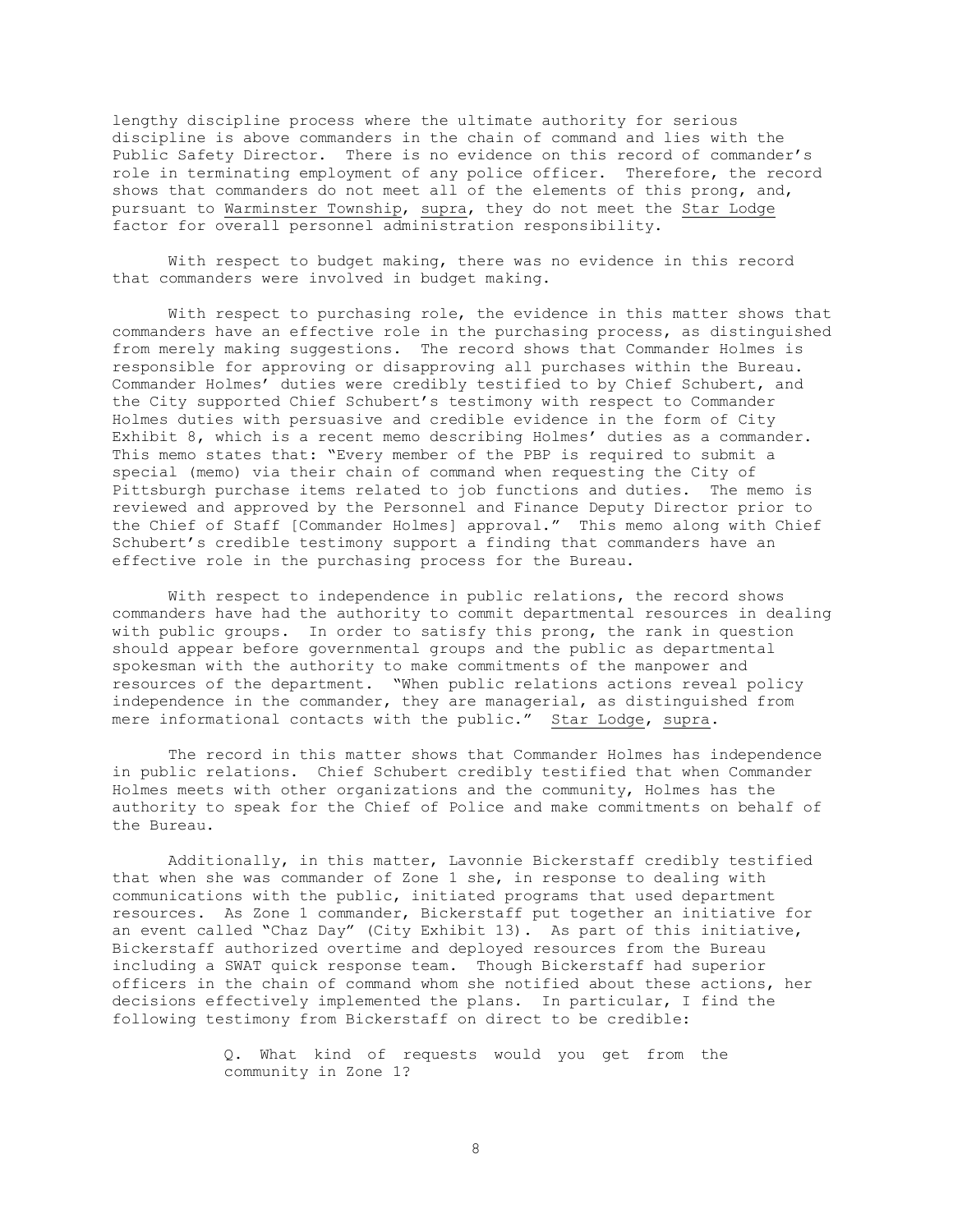lengthy discipline process where the ultimate authority for serious discipline is above commanders in the chain of command and lies with the Public Safety Director. There is no evidence on this record of commander's role in terminating employment of any police officer. Therefore, the record shows that commanders do not meet all of the elements of this prong, and, pursuant to Warminster Township, supra, they do not meet the Star Lodge factor for overall personnel administration responsibility.

With respect to budget making, there was no evidence in this record that commanders were involved in budget making.

With respect to purchasing role, the evidence in this matter shows that commanders have an effective role in the purchasing process, as distinguished from merely making suggestions. The record shows that Commander Holmes is responsible for approving or disapproving all purchases within the Bureau. Commander Holmes' duties were credibly testified to by Chief Schubert, and the City supported Chief Schubert's testimony with respect to Commander Holmes duties with persuasive and credible evidence in the form of City Exhibit 8, which is a recent memo describing Holmes' duties as a commander. This memo states that: "Every member of the PBP is required to submit a special (memo) via their chain of command when requesting the City of Pittsburgh purchase items related to job functions and duties. The memo is reviewed and approved by the Personnel and Finance Deputy Director prior to the Chief of Staff [Commander Holmes] approval." This memo along with Chief Schubert's credible testimony support a finding that commanders have an effective role in the purchasing process for the Bureau.

With respect to independence in public relations, the record shows commanders have had the authority to commit departmental resources in dealing with public groups. In order to satisfy this prong, the rank in question should appear before governmental groups and the public as departmental spokesman with the authority to make commitments of the manpower and resources of the department. "When public relations actions reveal policy independence in the commander, they are managerial, as distinguished from mere informational contacts with the public." Star Lodge, supra.

The record in this matter shows that Commander Holmes has independence in public relations. Chief Schubert credibly testified that when Commander Holmes meets with other organizations and the community, Holmes has the authority to speak for the Chief of Police and make commitments on behalf of the Bureau.

Additionally, in this matter, Lavonnie Bickerstaff credibly testified that when she was commander of Zone 1 she, in response to dealing with communications with the public, initiated programs that used department resources. As Zone 1 commander, Bickerstaff put together an initiative for an event called "Chaz Day" (City Exhibit 13). As part of this initiative, Bickerstaff authorized overtime and deployed resources from the Bureau including a SWAT quick response team. Though Bickerstaff had superior officers in the chain of command whom she notified about these actions, her decisions effectively implemented the plans. In particular, I find the following testimony from Bickerstaff on direct to be credible:

> Q. What kind of requests would you get from the community in Zone 1?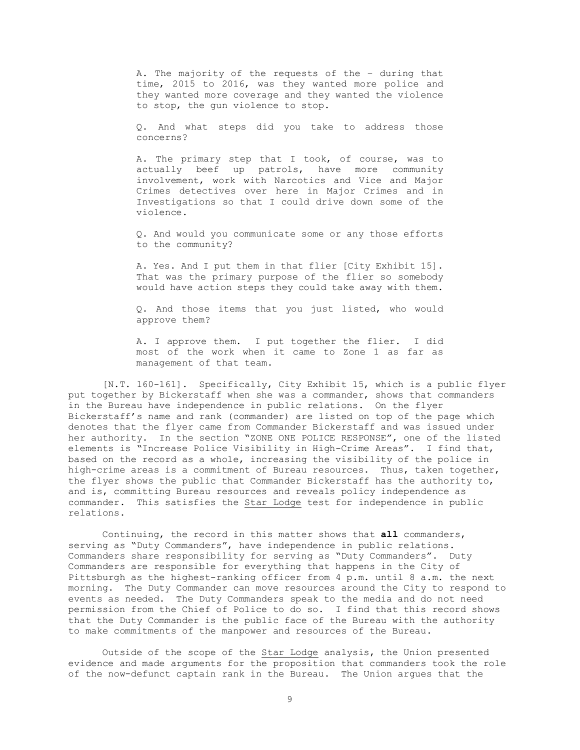> A. The majority of the requests of the – during that time, 2015 to 2016, was they wanted more police and they wanted more coverage and they wanted the violence to stop, the gun violence to stop.
>
> Q. And what steps did you take to address those concerns?
>
> A. The primary step that I took, of course, was to actually beef up patrols, have more community involvement, work with Narcotics and Vice and Major Crimes detectives over here in Major Crimes and in Investigations so that I could drive down some of the violence.
>
> Q. And would you communicate some or any those efforts to the community?
>
> A. Yes. And I put them in that flier [City Exhibit 15]. That was the primary purpose of the flier so somebody would have action steps they could take away with them.
>
> Q. And those items that you just listed, who would approve them?
>
> A. I approve them. I put together the flier. I did most of the work when it came to Zone 1 as far as management of that team.

[N.T. 160-161]. Specifically, City Exhibit 15, which is a public flyer put together by Bickerstaff when she was a commander, shows that commanders in the Bureau have independence in public relations. On the flyer Bickerstaff's name and rank (commander) are listed on top of the page which denotes that the flyer came from Commander Bickerstaff and was issued under her authority. In the section "ZONE ONE POLICE RESPONSE", one of the listed elements is "Increase Police Visibility in High-Crime Areas". I find that, based on the record as a whole, increasing the visibility of the police in high-crime areas is a commitment of Bureau resources. Thus, taken together, the flyer shows the public that Commander Bickerstaff has the authority to, and is, committing Bureau resources and reveals policy independence as commander. This satisfies the Star Lodge test for independence in public relations.

Continuing, the record in this matter shows that **all** commanders, serving as "Duty Commanders", have independence in public relations. Commanders share responsibility for serving as "Duty Commanders". Duty Commanders are responsible for everything that happens in the City of Pittsburgh as the highest-ranking officer from 4 p.m. until 8 a.m. the next morning. The Duty Commander can move resources around the City to respond to events as needed. The Duty Commanders speak to the media and do not need permission from the Chief of Police to do so. I find that this record shows that the Duty Commander is the public face of the Bureau with the authority to make commitments of the manpower and resources of the Bureau.

Outside of the scope of the Star Lodge analysis, the Union presented evidence and made arguments for the proposition that commanders took the role of the now-defunct captain rank in the Bureau. The Union argues that the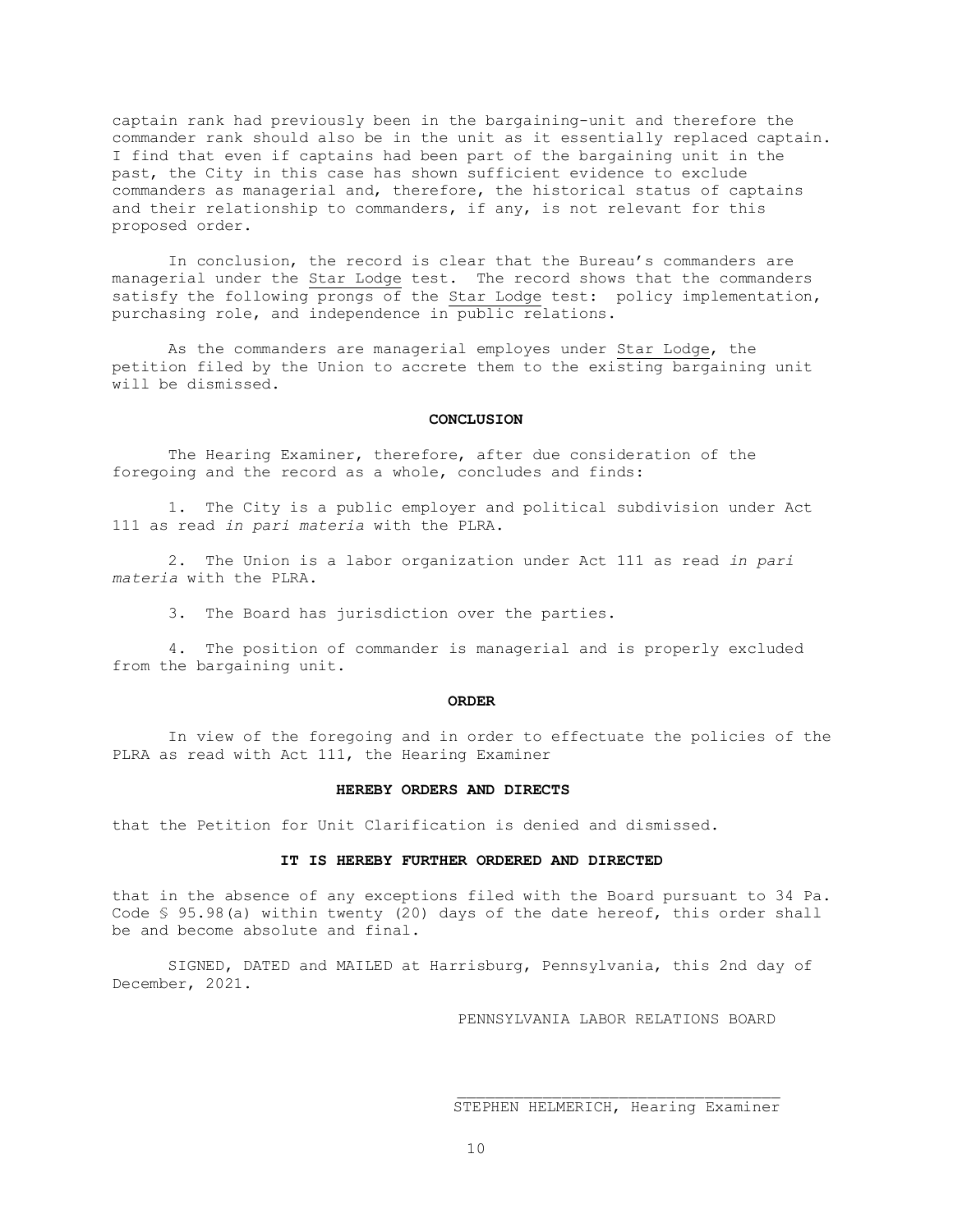captain rank had previously been in the bargaining-unit and therefore the commander rank should also be in the unit as it essentially replaced captain. I find that even if captains had been part of the bargaining unit in the past, the City in this case has shown sufficient evidence to exclude commanders as managerial and, therefore, the historical status of captains and their relationship to commanders, if any, is not relevant for this proposed order.

In conclusion, the record is clear that the Bureau's commanders are managerial under the Star Lodge test. The record shows that the commanders satisfy the following prongs of the Star Lodge test: policy implementation, purchasing role, and independence in public relations.

As the commanders are managerial employes under Star Lodge, the petition filed by the Union to accrete them to the existing bargaining unit will be dismissed.

**CONCLUSION**

The Hearing Examiner, therefore, after due consideration of the foregoing and the record as a whole, concludes and finds:

1. The City is a public employer and political subdivision under Act 111 as read *in pari materia* with the PLRA.

2. The Union is a labor organization under Act 111 as read *in pari materia* with the PLRA.

3. The Board has jurisdiction over the parties.

4. The position of commander is managerial and is properly excluded from the bargaining unit.

**ORDER**

In view of the foregoing and in order to effectuate the policies of the PLRA as read with Act 111, the Hearing Examiner

**HEREBY ORDERS AND DIRECTS**

that the Petition for Unit Clarification is denied and dismissed.

**IT IS HEREBY FURTHER ORDERED AND DIRECTED**

that in the absence of any exceptions filed with the Board pursuant to 34 Pa. Code § 95.98(a) within twenty (20) days of the date hereof, this order shall be and become absolute and final.

SIGNED, DATED and MAILED at Harrisburg, Pennsylvania, this 2nd day of December, 2021.

PENNSYLVANIA LABOR RELATIONS BOARD

_________________________________

STEPHEN HELMERICH, Hearing Examiner